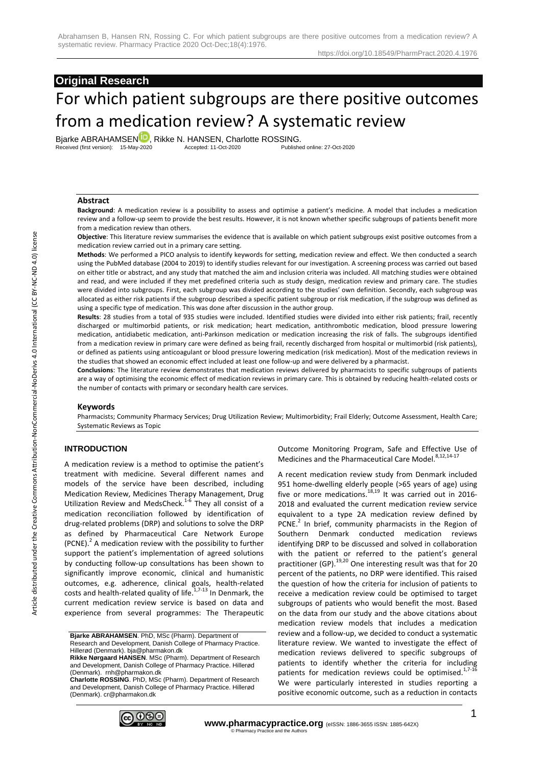## Original Research

# For which patient subgroups are there positive outcomes from a medication review? A systematic review

Bjarke ABRAHAMSEN, Rikke N. HANSEN, Charlotte ROSSING.

Received (first version): 15-May-2020 Accepted: 11-Oct-2020 Published online: 27-Oct-2020

### Abstract

**Background**: A medication review is a possibility to assess and optimise a patient's medicine. A model that includes a medication review and a follow-up seem to provide the best results. However, it is not known whether specific subgroups of patients benefit more from a medication review than others.

**Objective**: This literature review summarises the evidence that is available on which patient subgroups exist positive outcomes from a medication review carried out in a primary care setting.

**Methods**: We performed a PICO analysis to identify keywords for setting, medication review and effect. We then conducted a search using the PubMed database (2004 to 2019) to identify studies relevant for our investigation. A screening process was carried out based on either title or abstract, and any study that matched the aim and inclusion criteria was included. All matching studies were obtained and read, and were included if they met predefined criteria such as study design, medication review and primary care. The studies were divided into subgroups. First, each subgroup was divided according to the studies' own definition. Secondly, each subgroup was allocated as either risk patients if the subgroup described a specific patient subgroup or risk medication, if the subgroup was defined as using a specific type of medication. This was done after discussion in the author group.

**Results**: 28 studies from a total of 935 studies were included. Identified studies were divided into either risk patients; frail, recently discharged or multimorbid patients, or risk medication; heart medication, antithrombotic medication, blood pressure lowering medication, antidiabetic medication, anti-Parkinson medication or medication increasing the risk of falls. The subgroups identified from a medication review in primary care were defined as being frail, recently discharged from hospital or multimorbid (risk patients), or defined as patients using anticoagulant or blood pressure lowering medication (risk medication). Most of the medication reviews in the studies that showed an economic effect included at least one follow-up and were delivered by a pharmacist.

**Conclusions**: The literature review demonstrates that medication reviews delivered by pharmacists to specific subgroups of patients are a way of optimising the economic effect of medication reviews in primary care. This is obtained by reducing health-related costs or the number of contacts with primary or secondary health care services.

### Keywords

Pharmacists; Community Pharmacy Services; Drug Utilization Review; Multimorbidity; Frail Elderly; Outcome Assessment, Health Care; Systematic Reviews as Topic

## INTRODUCTION

A medication review is a method to optimise the patient's treatment with medicine. Several different names and models of the service have been described, including Medication Review, Medicines Therapy Management, Drug Utilization Review and MedsCheck.[1-6] They all consist of a medication reconciliation followed by identification of drug-related problems (DRP) and solutions to solve the DRP as defined by Pharmaceutical Care Network Europe (PCNE).[2] A medication review with the possibility to further support the patient's implementation of agreed solutions by conducting follow-up consultations has been shown to significantly improve economic, clinical and humanistic outcomes, e.g. adherence, clinical goals, health-related costs and health-related quality of life.[1,7-13] In Denmark, the current medication review service is based on data and experience from several programmes: The Therapeutic Outcome Monitoring Program, Safe and Effective Use of Medicines and the Pharmaceutical Care Model.[8,12,14-17]

A recent medication review study from Denmark included 951 home-dwelling elderly people (>65 years of age) using five or more medications.[18,19] It was carried out in 2016-2018 and evaluated the current medication review service equivalent to a type 2A medication review defined by PCNE.[2] In brief, community pharmacists in the Region of Southern Denmark conducted medication reviews identifying DRP to be discussed and solved in collaboration with the patient or referred to the patient's general practitioner (GP).[19,20] One interesting result was that for 20 percent of the patients, no DRP were identified. This raised the question of how the criteria for inclusion of patients to receive a medication review could be optimised to target subgroups of patients who would benefit the most. Based on the data from our study and the above citations about medication review models that includes a medication review and a follow-up, we decided to conduct a systematic literature review. We wanted to investigate the effect of medication reviews delivered to specific subgroups of patients to identify whether the criteria for including patients for medication reviews could be optimised.[1,7-16] We were particularly interested in studies reporting a positive economic outcome, such as a reduction in contacts

**Bjarke ABRAHAMSEN**. PhD, MSc (Pharm). Department of Research and Development, Danish College of Pharmacy Practice. Hillerød (Denmark). bja@pharmakon.dk

**Rikke Nørgaard HANSEN**. MSc (Pharm). Department of Research and Development, Danish College of Pharmacy Practice. Hillerød (Denmark). rnh@pharmakon.dk

**Charlotte ROSSING**. PhD, MSc (Pharm). Department of Research and Development, Danish College of Pharmacy Practice. Hillerød (Denmark). cr@pharmakon.dk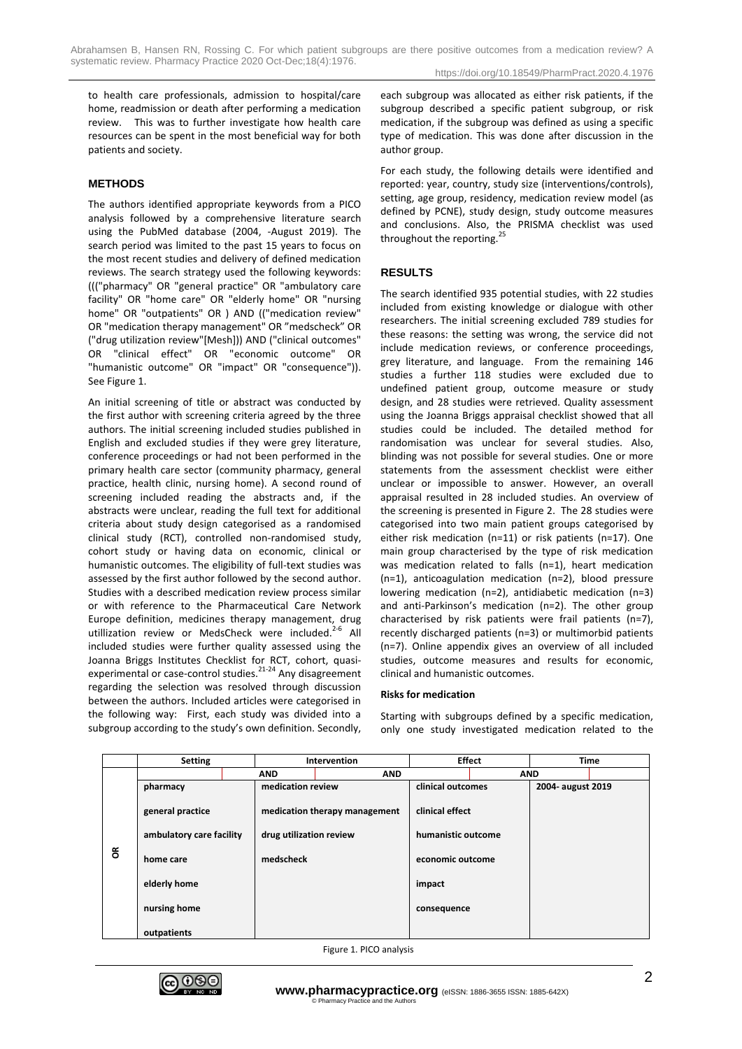to health care professionals, admission to hospital/care home, readmission or death after performing a medication review. This was to further investigate how health care resources can be spent in the most beneficial way for both patients and society.

## METHODS

The authors identified appropriate keywords from a PICO analysis followed by a comprehensive literature search using the PubMed database (2004, -August 2019). The search period was limited to the past 15 years to focus on the most recent studies and delivery of defined medication reviews. The search strategy used the following keywords: ((("pharmacy" OR "general practice" OR "ambulatory care facility" OR "home care" OR "elderly home" OR "nursing home" OR "outpatients" OR ) AND (("medication review" OR "medication therapy management" OR "medscheck" OR ("drug utilization review"[Mesh])) AND ("clinical outcomes" OR "clinical effect" OR "economic outcome" OR "humanistic outcome" OR "impact" OR "consequence")). See Figure 1.

An initial screening of title or abstract was conducted by the first author with screening criteria agreed by the three authors. The initial screening included studies published in English and excluded studies if they were grey literature, conference proceedings or had not been performed in the primary health care sector (community pharmacy, general practice, health clinic, nursing home). A second round of screening included reading the abstracts and, if the abstracts were unclear, reading the full text for additional criteria about study design categorised as a randomised clinical study (RCT), controlled non-randomised study, cohort study or having data on economic, clinical or humanistic outcomes. The eligibility of full-text studies was assessed by the first author followed by the second author. Studies with a described medication review process similar or with reference to the Pharmaceutical Care Network Europe definition, medicines therapy management, drug utillization review or MedsCheck were included.[2-6] All included studies were further quality assessed using the Joanna Briggs Institutes Checklist for RCT, cohort, quasi-experimental or case-control studies.[21-24] Any disagreement regarding the selection was resolved through discussion between the authors. Included articles were categorised in the following way: First, each study was divided into a subgroup according to the study's own definition. Secondly, each subgroup was allocated as either risk patients, if the subgroup described a specific patient subgroup, or risk medication, if the subgroup was defined as using a specific type of medication. This was done after discussion in the author group.

For each study, the following details were identified and reported: year, country, study size (interventions/controls), setting, age group, residency, medication review model (as defined by PCNE), study design, study outcome measures and conclusions. Also, the PRISMA checklist was used throughout the reporting.[25]

## RESULTS

The search identified 935 potential studies, with 22 studies included from existing knowledge or dialogue with other researchers. The initial screening excluded 789 studies for these reasons: the setting was wrong, the service did not include medication reviews, or conference proceedings, grey literature, and language. From the remaining 146 studies a further 118 studies were excluded due to undefined patient group, outcome measure or study design, and 28 studies were retrieved. Quality assessment using the Joanna Briggs appraisal checklist showed that all studies could be included. The detailed method for randomisation was unclear for several studies. Also, blinding was not possible for several studies. One or more statements from the assessment checklist were either unclear or impossible to answer. However, an overall appraisal resulted in 28 included studies. An overview of the screening is presented in Figure 2. The 28 studies were categorised into two main patient groups categorised by either risk medication (n=11) or risk patients (n=17). One main group characterised by the type of risk medication was medication related to falls (n=1), heart medication (n=1), anticoagulation medication (n=2), blood pressure lowering medication (n=2), antidiabetic medication (n=3) and anti-Parkinson's medication (n=2). The other group characterised by risk patients were frail patients (n=7), recently discharged patients (n=3) or multimorbid patients (n=7). Online appendix gives an overview of all included studies, outcome measures and results for economic, clinical and humanistic outcomes.

### Risks for medication

Starting with subgroups defined by a specific medication, only one study investigated medication related to the

| | Setting | Intervention | Effect | Time |
|---|---|---|---|---|
| | | AND | AND | AND |
| OR | pharmacy | medication review | clinical outcomes | 2004- august 2019 |
| | general practice | medication therapy management | clinical effect | |
| | ambulatory care facility | drug utilization review | humanistic outcome | |
| | home care | medscheck | economic outcome | |
| | elderly home | | impact | |
| | nursing home | | consequence | |
| | outpatients | | | |

Figure 1. PICO analysis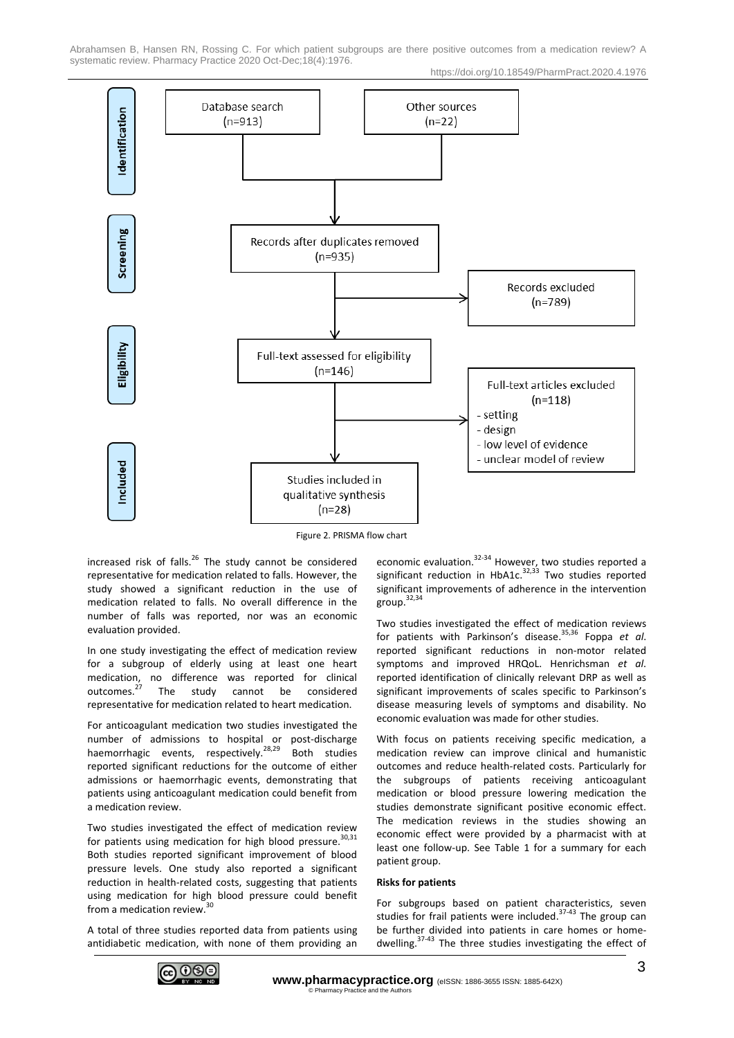Identification

Database search (n=913)

Other sources (n=22)

Screening

Records after duplicates removed (n=935)

Records excluded (n=789)

Eligibility

Full-text assessed for eligibility (n=146)

Full-text articles excluded (n=118)
- setting
- design
- low level of evidence
- unclear model of review

Included

Studies included in qualitative synthesis (n=28)

Figure 2. PRISMA flow chart

increased risk of falls.[26] The study cannot be considered representative for medication related to falls. However, the study showed a significant reduction in the use of medication related to falls. No overall difference in the number of falls was reported, nor was an economic evaluation provided.

In one study investigating the effect of medication review for a subgroup of elderly using at least one heart medication, no difference was reported for clinical outcomes.[27] The study cannot be considered representative for medication related to heart medication.

For anticoagulant medication two studies investigated the number of admissions to hospital or post-discharge haemorrhagic events, respectively.[28,29] Both studies reported significant reductions for the outcome of either admissions or haemorrhagic events, demonstrating that patients using anticoagulant medication could benefit from a medication review.

Two studies investigated the effect of medication review for patients using medication for high blood pressure.[30,31] Both studies reported significant improvement of blood pressure levels. One study also reported a significant reduction in health-related costs, suggesting that patients using medication for high blood pressure could benefit from a medication review.[30]

A total of three studies reported data from patients using antidiabetic medication, with none of them providing an economic evaluation.[32-34] However, two studies reported a significant reduction in HbA1c.[32,33] Two studies reported significant improvements of adherence in the intervention group.[32,34]

Two studies investigated the effect of medication reviews for patients with Parkinson's disease.[35,36] Foppa *et al*. reported significant reductions in non-motor related symptoms and improved HRQoL. Henrichsman *et al*. reported identification of clinically relevant DRP as well as significant improvements of scales specific to Parkinson's disease measuring levels of symptoms and disability. No economic evaluation was made for other studies.

With focus on patients receiving specific medication, a medication review can improve clinical and humanistic outcomes and reduce health-related costs. Particularly for the subgroups of patients receiving anticoagulant medication or blood pressure lowering medication the studies demonstrate significant positive economic effect. The medication reviews in the studies showing an economic effect were provided by a pharmacist with at least one follow-up. See Table 1 for a summary for each patient group.

**Risks for patients**

For subgroups based on patient characteristics, seven studies for frail patients were included.[37-43] The group can be further divided into patients in care homes or home-dwelling.[37-43] The three studies investigating the effect of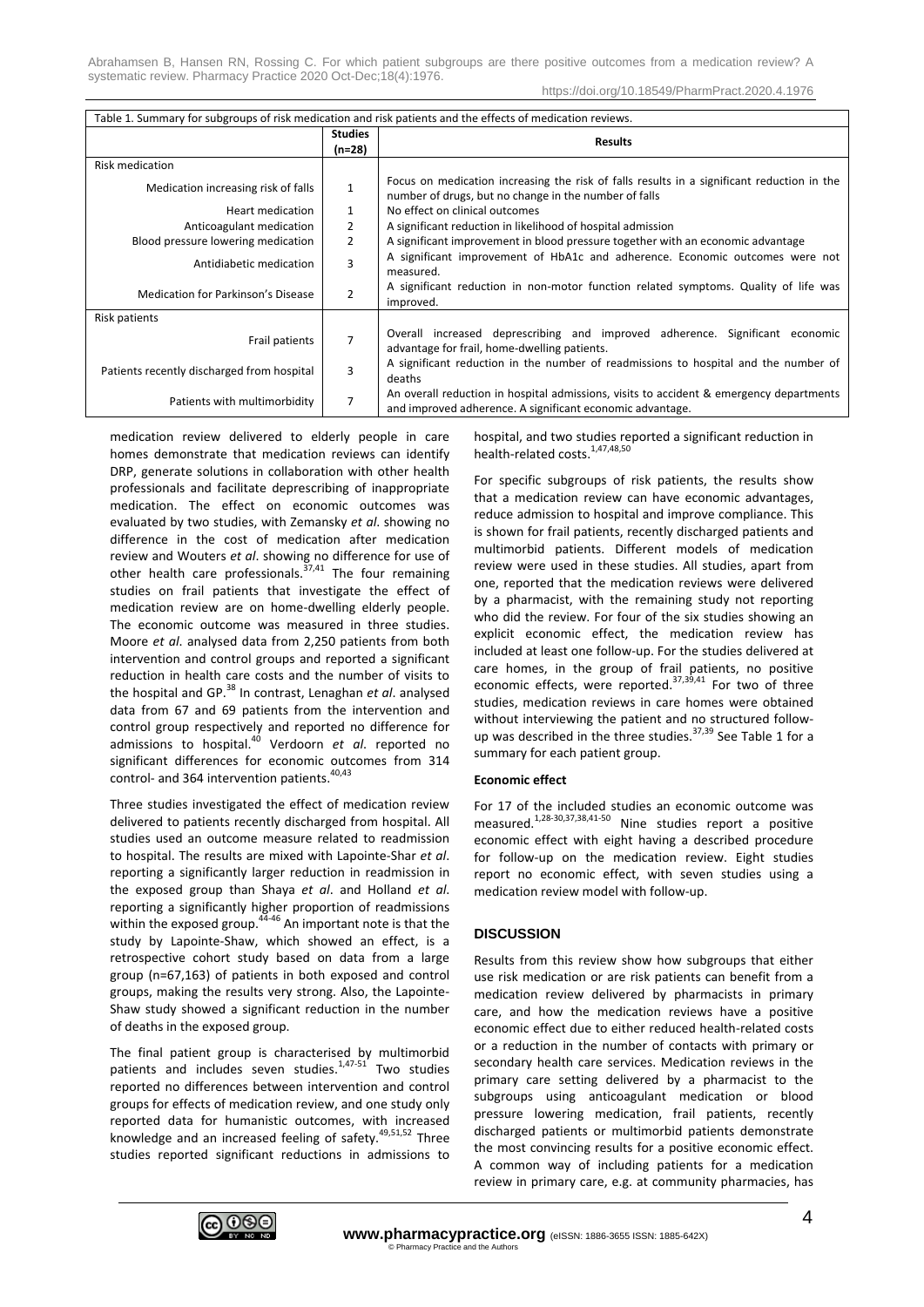Table 1. Summary for subgroups of risk medication and risk patients and the effects of medication reviews.

| | Studies (n=28) | Results |
|---|---|---|
| Risk medication | | |
| Medication increasing risk of falls | 1 | Focus on medication increasing the risk of falls results in a significant reduction in the number of drugs, but no change in the number of falls |
| Heart medication | 1 | No effect on clinical outcomes |
| Anticoagulant medication | 2 | A significant reduction in likelihood of hospital admission |
| Blood pressure lowering medication | 2 | A significant improvement in blood pressure together with an economic advantage |
| Antidiabetic medication | 3 | A significant improvement of HbA1c and adherence. Economic outcomes were not measured. |
| Medication for Parkinson's Disease | 2 | A significant reduction in non-motor function related symptoms. Quality of life was improved. |
| Risk patients | | |
| Frail patients | 7 | Overall increased deprescribing and improved adherence. Significant economic advantage for frail, home-dwelling patients. |
| Patients recently discharged from hospital | 3 | A significant reduction in the number of readmissions to hospital and the number of deaths |
| Patients with multimorbidity | 7 | An overall reduction in hospital admissions, visits to accident & emergency departments and improved adherence. A significant economic advantage. |

medication review delivered to elderly people in care homes demonstrate that medication reviews can identify DRP, generate solutions in collaboration with other health professionals and facilitate deprescribing of inappropriate medication. The effect on economic outcomes was evaluated by two studies, with Zemansky *et al*. showing no difference in the cost of medication after medication review and Wouters *et al*. showing no difference for use of other health care professionals.[37,41] The four remaining studies on frail patients that investigate the effect of medication review are on home-dwelling elderly people. The economic outcome was measured in three studies. Moore *et al*. analysed data from 2,250 patients from both intervention and control groups and reported a significant reduction in health care costs and the number of visits to the hospital and GP.[38] In contrast, Lenaghan *et al*. analysed data from 67 and 69 patients from the intervention and control group respectively and reported no difference for admissions to hospital.[40] Verdoorn *et al*. reported no significant differences for economic outcomes from 314 control- and 364 intervention patients.[40,43]

Three studies investigated the effect of medication review delivered to patients recently discharged from hospital. All studies used an outcome measure related to readmission to hospital. The results are mixed with Lapointe-Shar *et al*. reporting a significantly larger reduction in readmission in the exposed group than Shaya *et al*. and Holland *et al*. reporting a significantly higher proportion of readmissions within the exposed group.[44-46] An important note is that the study by Lapointe-Shaw, which showed an effect, is a retrospective cohort study based on data from a large group (n=67,163) of patients in both exposed and control groups, making the results very strong. Also, the Lapointe-Shaw study showed a significant reduction in the number of deaths in the exposed group.

The final patient group is characterised by multimorbid patients and includes seven studies.[1,47-51] Two studies reported no differences between intervention and control groups for effects of medication review, and one study only reported data for humanistic outcomes, with increased knowledge and an increased feeling of safety.[49,51,52] Three studies reported significant reductions in admissions to hospital, and two studies reported a significant reduction in health-related costs.[1,47,48,50]

For specific subgroups of risk patients, the results show that a medication review can have economic advantages, reduce admission to hospital and improve compliance. This is shown for frail patients, recently discharged patients and multimorbid patients. Different models of medication review were used in these studies. All studies, apart from one, reported that the medication reviews were delivered by a pharmacist, with the remaining study not reporting who did the review. For four of the six studies showing an explicit economic effect, the medication review has included at least one follow-up. For the studies delivered at care homes, in the group of frail patients, no positive economic effects, were reported.[37,39,41] For two of three studies, medication reviews in care homes were obtained without interviewing the patient and no structured follow-up was described in the three studies.[37,39] See Table 1 for a summary for each patient group.

#### Economic effect

For 17 of the included studies an economic outcome was measured.[1,28-30,37,38,41-50] Nine studies report a positive economic effect with eight having a described procedure for follow-up on the medication review. Eight studies report no economic effect, with seven studies using a medication review model with follow-up.

## DISCUSSION

Results from this review show how subgroups that either use risk medication or are risk patients can benefit from a medication review delivered by pharmacists in primary care, and how the medication reviews have a positive economic effect due to either reduced health-related costs or a reduction in the number of contacts with primary or secondary health care services. Medication reviews in the primary care setting delivered by a pharmacist to the subgroups using anticoagulant medication or blood pressure lowering medication, frail patients, recently discharged patients or multimorbid patients demonstrate the most convincing results for a positive economic effect. A common way of including patients for a medication review in primary care, e.g. at community pharmacies, has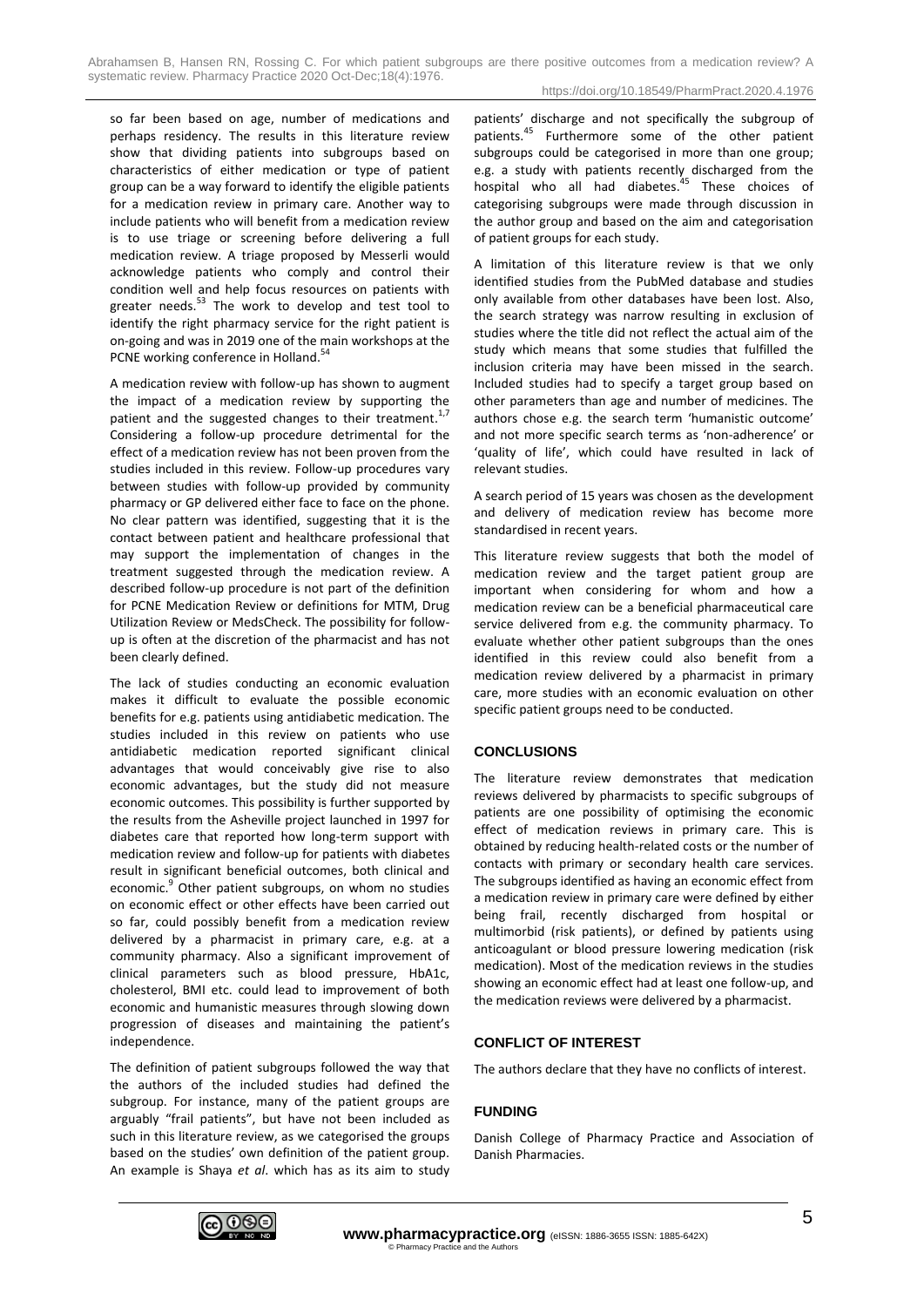so far been based on age, number of medications and perhaps residency. The results in this literature review show that dividing patients into subgroups based on characteristics of either medication or type of patient group can be a way forward to identify the eligible patients for a medication review in primary care. Another way to include patients who will benefit from a medication review is to use triage or screening before delivering a full medication review. A triage proposed by Messerli would acknowledge patients who comply and control their condition well and help focus resources on patients with greater needs.[53] The work to develop and test tool to identify the right pharmacy service for the right patient is on-going and was in 2019 one of the main workshops at the PCNE working conference in Holland.[54]

A medication review with follow-up has shown to augment the impact of a medication review by supporting the patient and the suggested changes to their treatment.[1,7] Considering a follow-up procedure detrimental for the effect of a medication review has not been proven from the studies included in this review. Follow-up procedures vary between studies with follow-up provided by community pharmacy or GP delivered either face to face on the phone. No clear pattern was identified, suggesting that it is the contact between patient and healthcare professional that may support the implementation of changes in the treatment suggested through the medication review. A described follow-up procedure is not part of the definition for PCNE Medication Review or definitions for MTM, Drug Utilization Review or MedsCheck. The possibility for follow-up is often at the discretion of the pharmacist and has not been clearly defined.

The lack of studies conducting an economic evaluation makes it difficult to evaluate the possible economic benefits for e.g. patients using antidiabetic medication. The studies included in this review on patients who use antidiabetic medication reported significant clinical advantages that would conceivably give rise to also economic advantages, but the study did not measure economic outcomes. This possibility is further supported by the results from the Asheville project launched in 1997 for diabetes care that reported how long-term support with medication review and follow-up for patients with diabetes result in significant beneficial outcomes, both clinical and economic.[9] Other patient subgroups, on whom no studies on economic effect or other effects have been carried out so far, could possibly benefit from a medication review delivered by a pharmacist in primary care, e.g. at a community pharmacy. Also a significant improvement of clinical parameters such as blood pressure, HbA1c, cholesterol, BMI etc. could lead to improvement of both economic and humanistic measures through slowing down progression of diseases and maintaining the patient's independence.

The definition of patient subgroups followed the way that the authors of the included studies had defined the subgroup. For instance, many of the patient groups are arguably "frail patients", but have not been included as such in this literature review, as we categorised the groups based on the studies' own definition of the patient group. An example is Shaya *et al*. which has as its aim to study patients' discharge and not specifically the subgroup of patients.[45] Furthermore some of the other patient subgroups could be categorised in more than one group; e.g. a study with patients recently discharged from the hospital who all had diabetes.[45] These choices of categorising subgroups were made through discussion in the author group and based on the aim and categorisation of patient groups for each study.

A limitation of this literature review is that we only identified studies from the PubMed database and studies only available from other databases have been lost. Also, the search strategy was narrow resulting in exclusion of studies where the title did not reflect the actual aim of the study which means that some studies that fulfilled the inclusion criteria may have been missed in the search. Included studies had to specify a target group based on other parameters than age and number of medicines. The authors chose e.g. the search term 'humanistic outcome' and not more specific search terms as 'non-adherence' or 'quality of life', which could have resulted in lack of relevant studies.

A search period of 15 years was chosen as the development and delivery of medication review has become more standardised in recent years.

This literature review suggests that both the model of medication review and the target patient group are important when considering for whom and how a medication review can be a beneficial pharmaceutical care service delivered from e.g. the community pharmacy. To evaluate whether other patient subgroups than the ones identified in this review could also benefit from a medication review delivered by a pharmacist in primary care, more studies with an economic evaluation on other specific patient groups need to be conducted.

## CONCLUSIONS

The literature review demonstrates that medication reviews delivered by pharmacists to specific subgroups of patients are one possibility of optimising the economic effect of medication reviews in primary care. This is obtained by reducing health-related costs or the number of contacts with primary or secondary health care services. The subgroups identified as having an economic effect from a medication review in primary care were defined by either being frail, recently discharged from hospital or multimorbid (risk patients), or defined by patients using anticoagulant or blood pressure lowering medication (risk medication). Most of the medication reviews in the studies showing an economic effect had at least one follow-up, and the medication reviews were delivered by a pharmacist.

## CONFLICT OF INTEREST

The authors declare that they have no conflicts of interest.

## FUNDING

Danish College of Pharmacy Practice and Association of Danish Pharmacies.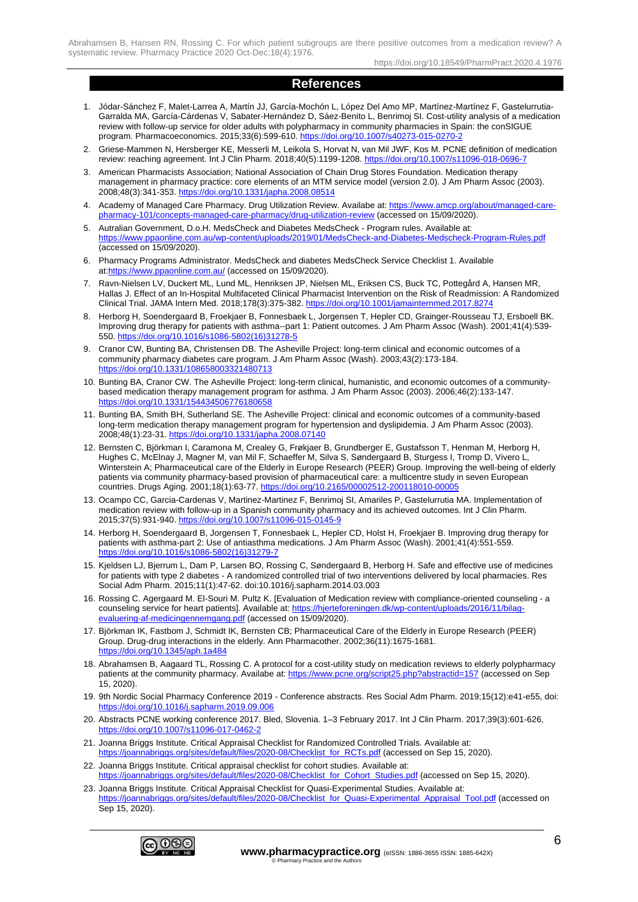## References

1. Jódar-Sánchez F, Malet-Larrea A, Martín JJ, García-Mochón L, López Del Amo MP, Martínez-Martínez F, Gastelurrutia-Garralda MA, García-Cárdenas V, Sabater-Hernández D, Sáez-Benito L, Benrimoj SI. Cost-utility analysis of a medication review with follow-up service for older adults with polypharmacy in community pharmacies in Spain: the conSIGUE program. Pharmacoeconomics. 2015;33(6):599-610. https://doi.org/10.1007/s40273-015-0270-2
2. Griese-Mammen N, Hersberger KE, Messerli M, Leikola S, Horvat N, van Mil JWF, Kos M. PCNE definition of medication review: reaching agreement. Int J Clin Pharm. 2018;40(5):1199-1208. https://doi.org/10.1007/s11096-018-0696-7
3. American Pharmacists Association; National Association of Chain Drug Stores Foundation. Medication therapy management in pharmacy practice: core elements of an MTM service model (version 2.0). J Am Pharm Assoc (2003). 2008;48(3):341-353. https://doi.org/10.1331/japha.2008.08514
4. Academy of Managed Care Pharmacy. Drug Utilization Review. Availabe at: https://www.amcp.org/about/managed-care-pharmacy-101/concepts-managed-care-pharmacy/drug-utilization-review (accessed on 15/09/2020).
5. Autralian Government, D.o.H. MedsCheck and Diabetes MedsCheck - Program rules. Available at: https://www.ppaonline.com.au/wp-content/uploads/2019/01/MedsCheck-and-Diabetes-Medscheck-Program-Rules.pdf (accessed on 15/09/2020).
6. Pharmacy Programs Administrator. MedsCheck and diabetes MedsCheck Service Checklist 1. Available at:https://www.ppaonline.com.au/ (accessed on 15/09/2020).
7. Ravn-Nielsen LV, Duckert ML, Lund ML, Henriksen JP, Nielsen ML, Eriksen CS, Buck TC, Pottegård A, Hansen MR, Hallas J. Effect of an In-Hospital Multifaceted Clinical Pharmacist Intervention on the Risk of Readmission: A Randomized Clinical Trial. JAMA Intern Med. 2018;178(3):375-382. https://doi.org/10.1001/jamainternmed.2017.8274
8. Herborg H, Soendergaard B, Froekjaer B, Fonnesbaek L, Jorgensen T, Hepler CD, Grainger-Rousseau TJ, Ersboell BK. Improving drug therapy for patients with asthma--part 1: Patient outcomes. J Am Pharm Assoc (Wash). 2001;41(4):539-550. https://doi.org/10.1016/s1086-5802(16)31278-5
9. Cranor CW, Bunting BA, Christensen DB. The Asheville Project: long-term clinical and economic outcomes of a community pharmacy diabetes care program. J Am Pharm Assoc (Wash). 2003;43(2):173-184. https://doi.org/10.1331/108658003321480713
10. Bunting BA, Cranor CW. The Asheville Project: long-term clinical, humanistic, and economic outcomes of a community-based medication therapy management program for asthma. J Am Pharm Assoc (2003). 2006;46(2):133-147. https://doi.org/10.1331/154434506776180658
11. Bunting BA, Smith BH, Sutherland SE. The Asheville Project: clinical and economic outcomes of a community-based long-term medication therapy management program for hypertension and dyslipidemia. J Am Pharm Assoc (2003). 2008;48(1):23-31. https://doi.org/10.1331/japha.2008.07140
12. Bernsten C, Björkman I, Caramona M, Crealey G, Frøkjaer B, Grundberger E, Gustafsson T, Henman M, Herborg H, Hughes C, McElnay J, Magner M, van Mil F, Schaeffer M, Silva S, Søndergaard B, Sturgess I, Tromp D, Vivero L, Winterstein A; Pharmaceutical care of the Elderly in Europe Research (PEER) Group. Improving the well-being of elderly patients via community pharmacy-based provision of pharmaceutical care: a multicentre study in seven European countries. Drugs Aging. 2001;18(1):63-77. https://doi.org/10.2165/00002512-200118010-00005
13. Ocampo CC, Garcia-Cardenas V, Martinez-Martinez F, Benrimoj SI, Amariles P, Gastelurrutia MA. Implementation of medication review with follow-up in a Spanish community pharmacy and its achieved outcomes. Int J Clin Pharm. 2015;37(5):931-940. https://doi.org/10.1007/s11096-015-0145-9
14. Herborg H, Soendergaard B, Jorgensen T, Fonnesbaek L, Hepler CD, Holst H, Froekjaer B. Improving drug therapy for patients with asthma-part 2: Use of antiasthma medications. J Am Pharm Assoc (Wash). 2001;41(4):551-559. https://doi.org/10.1016/s1086-5802(16)31279-7
15. Kjeldsen LJ, Bjerrum L, Dam P, Larsen BO, Rossing C, Søndergaard B, Herborg H. Safe and effective use of medicines for patients with type 2 diabetes - A randomized controlled trial of two interventions delivered by local pharmacies. Res Social Adm Pharm. 2015;11(1):47-62. doi:10.1016/j.sapharm.2014.03.003
16. Rossing C. Agergaard M. El-Souri M. Pultz K. [Evaluation of Medication review with compliance-oriented counseling - a counseling service for heart patients]. Available at: https://hjerteforeningen.dk/wp-content/uploads/2016/11/bilag-evaluering-af-medicingennemgang.pdf (accessed on 15/09/2020).
17. Björkman IK, Fastbom J, Schmidt IK, Bernsten CB; Pharmaceutical Care of the Elderly in Europe Research (PEER) Group. Drug-drug interactions in the elderly. Ann Pharmacother. 2002;36(11):1675-1681. https://doi.org/10.1345/aph.1a484
18. Abrahamsen B, Aagaard TL, Rossing C. A protocol for a cost-utility study on medication reviews to elderly polypharmacy patients at the community pharmacy. Availabe at: https://www.pcne.org/script25.php?abstractid=157 (accessed on Sep 15, 2020).
19. 9th Nordic Social Pharmacy Conference 2019 - Conference abstracts. Res Social Adm Pharm. 2019;15(12):e41-e55, doi: https://doi.org/10.1016/j.sapharm.2019.09.006
20. Abstracts PCNE working conference 2017. Bled, Slovenia. 1–3 February 2017. Int J Clin Pharm. 2017;39(3):601-626, https://doi.org/10.1007/s11096-017-0462-2
21. Joanna Briggs Institute. Critical Appraisal Checklist for Randomized Controlled Trials. Available at: https://joannabriggs.org/sites/default/files/2020-08/Checklist_for_RCTs.pdf (accessed on Sep 15, 2020).
22. Joanna Briggs Institute. Critical appraisal checklist for cohort studies. Available at: https://joannabriggs.org/sites/default/files/2020-08/Checklist_for_Cohort_Studies.pdf (accessed on Sep 15, 2020).
23. Joanna Briggs Institute. Critical Appraisal Checklist for Quasi-Experimental Studies. Available at: https://joannabriggs.org/sites/default/files/2020-08/Checklist_for_Quasi-Experimental_Appraisal_Tool.pdf (accessed on Sep 15, 2020).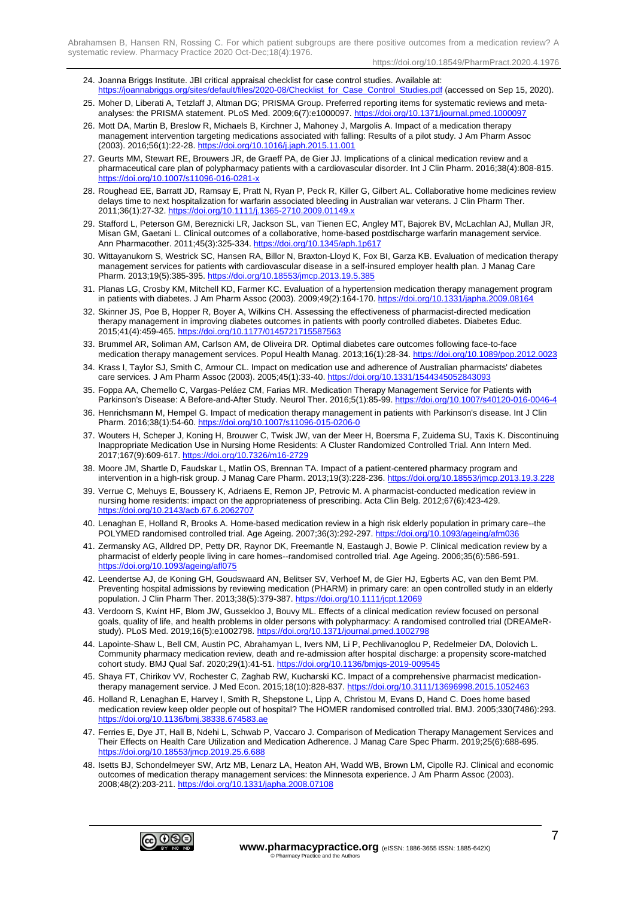24. Joanna Briggs Institute. JBI critical appraisal checklist for case control studies. Available at: https://joannabriggs.org/sites/default/files/2020-08/Checklist_for_Case_Control_Studies.pdf (accessed on Sep 15, 2020).
25. Moher D, Liberati A, Tetzlaff J, Altman DG; PRISMA Group. Preferred reporting items for systematic reviews and meta-analyses: the PRISMA statement. PLoS Med. 2009;6(7):e1000097. https://doi.org/10.1371/journal.pmed.1000097
26. Mott DA, Martin B, Breslow R, Michaels B, Kirchner J, Mahoney J, Margolis A. Impact of a medication therapy management intervention targeting medications associated with falling: Results of a pilot study. J Am Pharm Assoc (2003). 2016;56(1):22-28. https://doi.org/10.1016/j.japh.2015.11.001
27. Geurts MM, Stewart RE, Brouwers JR, de Graeff PA, de Gier JJ. Implications of a clinical medication review and a pharmaceutical care plan of polypharmacy patients with a cardiovascular disorder. Int J Clin Pharm. 2016;38(4):808-815. https://doi.org/10.1007/s11096-016-0281-x
28. Roughead EE, Barratt JD, Ramsay E, Pratt N, Ryan P, Peck R, Killer G, Gilbert AL. Collaborative home medicines review delays time to next hospitalization for warfarin associated bleeding in Australian war veterans. J Clin Pharm Ther. 2011;36(1):27-32. https://doi.org/10.1111/j.1365-2710.2009.01149.x
29. Stafford L, Peterson GM, Bereznicki LR, Jackson SL, van Tienen EC, Angley MT, Bajorek BV, McLachlan AJ, Mullan JR, Misan GM, Gaetani L. Clinical outcomes of a collaborative, home-based postdischarge warfarin management service. Ann Pharmacother. 2011;45(3):325-334. https://doi.org/10.1345/aph.1p617
30. Wittayanukorn S, Westrick SC, Hansen RA, Billor N, Braxton-Lloyd K, Fox BI, Garza KB. Evaluation of medication therapy management services for patients with cardiovascular disease in a self-insured employer health plan. J Manag Care Pharm. 2013;19(5):385-395. https://doi.org/10.18553/jmcp.2013.19.5.385
31. Planas LG, Crosby KM, Mitchell KD, Farmer KC. Evaluation of a hypertension medication therapy management program in patients with diabetes. J Am Pharm Assoc (2003). 2009;49(2):164-170. https://doi.org/10.1331/japha.2009.08164
32. Skinner JS, Poe B, Hopper R, Boyer A, Wilkins CH. Assessing the effectiveness of pharmacist-directed medication therapy management in improving diabetes outcomes in patients with poorly controlled diabetes. Diabetes Educ. 2015;41(4):459-465. https://doi.org/10.1177/0145721715587563
33. Brummel AR, Soliman AM, Carlson AM, de Oliveira DR. Optimal diabetes care outcomes following face-to-face medication therapy management services. Popul Health Manag. 2013;16(1):28-34. https://doi.org/10.1089/pop.2012.0023
34. Krass I, Taylor SJ, Smith C, Armour CL. Impact on medication use and adherence of Australian pharmacists' diabetes care services. J Am Pharm Assoc (2003). 2005;45(1):33-40. https://doi.org/10.1331/1544345052843093
35. Foppa AA, Chemello C, Vargas-Peláez CM, Farias MR. Medication Therapy Management Service for Patients with Parkinson's Disease: A Before-and-After Study. Neurol Ther. 2016;5(1):85-99. https://doi.org/10.1007/s40120-016-0046-4
36. Henrichsmann M, Hempel G. Impact of medication therapy management in patients with Parkinson's disease. Int J Clin Pharm. 2016;38(1):54-60. https://doi.org/10.1007/s11096-015-0206-0
37. Wouters H, Scheper J, Koning H, Brouwer C, Twisk JW, van der Meer H, Boersma F, Zuidema SU, Taxis K. Discontinuing Inappropriate Medication Use in Nursing Home Residents: A Cluster Randomized Controlled Trial. Ann Intern Med. 2017;167(9):609-617. https://doi.org/10.7326/m16-2729
38. Moore JM, Shartle D, Faudskar L, Matlin OS, Brennan TA. Impact of a patient-centered pharmacy program and intervention in a high-risk group. J Manag Care Pharm. 2013;19(3):228-236. https://doi.org/10.18553/jmcp.2013.19.3.228
39. Verrue C, Mehuys E, Boussery K, Adriaens E, Remon JP, Petrovic M. A pharmacist-conducted medication review in nursing home residents: impact on the appropriateness of prescribing. Acta Clin Belg. 2012;67(6):423-429. https://doi.org/10.2143/acb.67.6.2062707
40. Lenaghan E, Holland R, Brooks A. Home-based medication review in a high risk elderly population in primary care--the POLYMED randomised controlled trial. Age Ageing. 2007;36(3):292-297. https://doi.org/10.1093/ageing/afm036
41. Zermansky AG, Alldred DP, Petty DR, Raynor DK, Freemantle N, Eastaugh J, Bowie P. Clinical medication review by a pharmacist of elderly people living in care homes--randomised controlled trial. Age Ageing. 2006;35(6):586-591. https://doi.org/10.1093/ageing/afl075
42. Leendertse AJ, de Koning GH, Goudswaard AN, Belitser SV, Verhoef M, de Gier HJ, Egberts AC, van den Bemt PM. Preventing hospital admissions by reviewing medication (PHARM) in primary care: an open controlled study in an elderly population. J Clin Pharm Ther. 2013;38(5):379-387. https://doi.org/10.1111/jcpt.12069
43. Verdoorn S, Kwint HF, Blom JW, Gussekloo J, Bouvy ML. Effects of a clinical medication review focused on personal goals, quality of life, and health problems in older persons with polypharmacy: A randomised controlled trial (DREAMeR-study). PLoS Med. 2019;16(5):e1002798. https://doi.org/10.1371/journal.pmed.1002798
44. Lapointe-Shaw L, Bell CM, Austin PC, Abrahamyan L, Ivers NM, Li P, Pechlivanoglou P, Redelmeier DA, Dolovich L. Community pharmacy medication review, death and re-admission after hospital discharge: a propensity score-matched cohort study. BMJ Qual Saf. 2020;29(1):41-51. https://doi.org/10.1136/bmjqs-2019-009545
45. Shaya FT, Chirikov VV, Rochester C, Zaghab RW, Kucharski KC. Impact of a comprehensive pharmacist medication-therapy management service. J Med Econ. 2015;18(10):828-837. https://doi.org/10.3111/13696998.2015.1052463
46. Holland R, Lenaghan E, Harvey I, Smith R, Shepstone L, Lipp A, Christou M, Evans D, Hand C. Does home based medication review keep older people out of hospital? The HOMER randomised controlled trial. BMJ. 2005;330(7486):293. https://doi.org/10.1136/bmj.38338.674583.ae
47. Ferries E, Dye JT, Hall B, Ndehi L, Schwab P, Vaccaro J. Comparison of Medication Therapy Management Services and Their Effects on Health Care Utilization and Medication Adherence. J Manag Care Spec Pharm. 2019;25(6):688-695. https://doi.org/10.18553/jmcp.2019.25.6.688
48. Isetts BJ, Schondelmeyer SW, Artz MB, Lenarz LA, Heaton AH, Wadd WB, Brown LM, Cipolle RJ. Clinical and economic outcomes of medication therapy management services: the Minnesota experience. J Am Pharm Assoc (2003). 2008;48(2):203-211. https://doi.org/10.1331/japha.2008.07108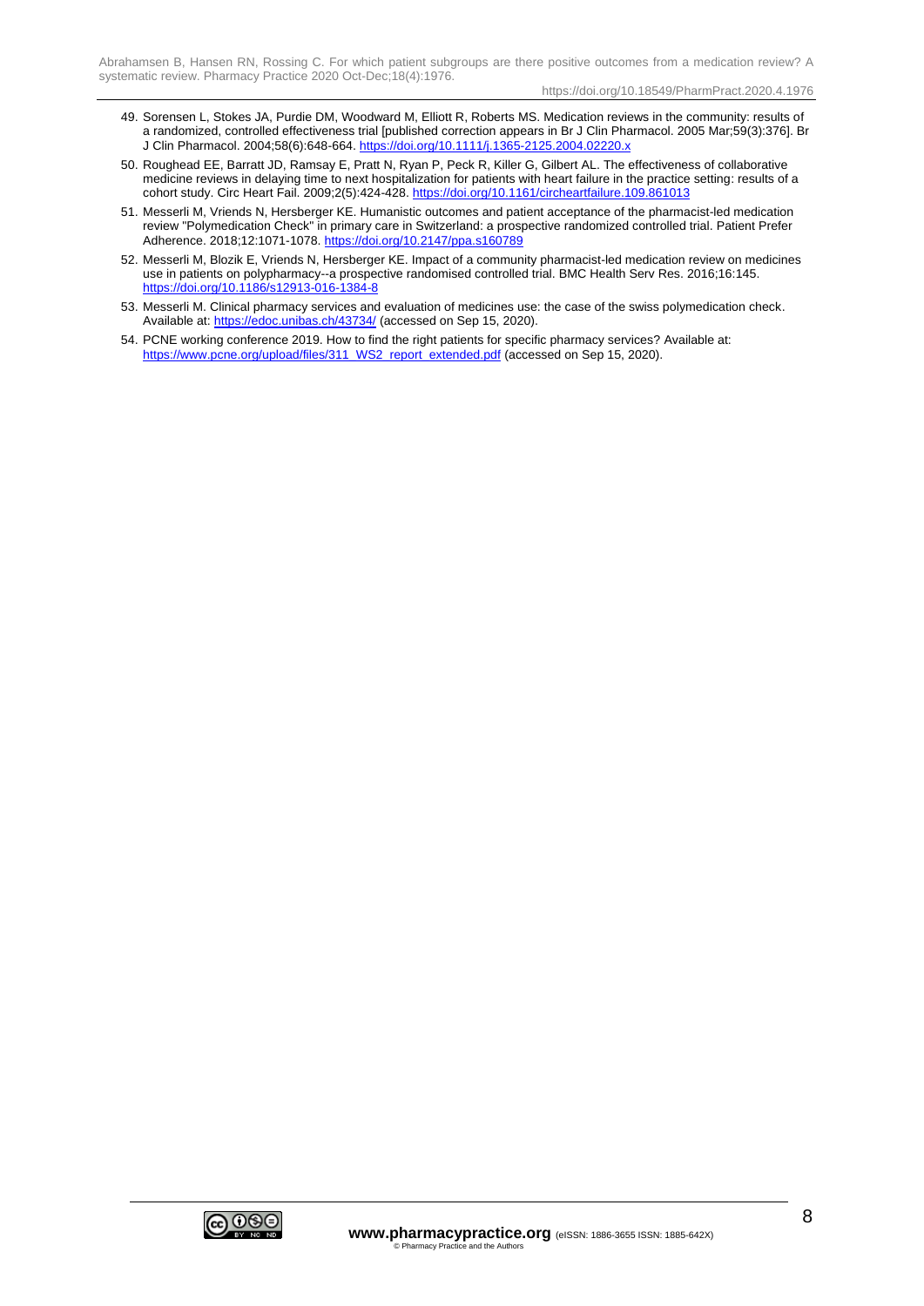49. Sorensen L, Stokes JA, Purdie DM, Woodward M, Elliott R, Roberts MS. Medication reviews in the community: results of a randomized, controlled effectiveness trial [published correction appears in Br J Clin Pharmacol. 2005 Mar;59(3):376]. Br J Clin Pharmacol. 2004;58(6):648-664. https://doi.org/10.1111/j.1365-2125.2004.02220.x
50. Roughead EE, Barratt JD, Ramsay E, Pratt N, Ryan P, Peck R, Killer G, Gilbert AL. The effectiveness of collaborative medicine reviews in delaying time to next hospitalization for patients with heart failure in the practice setting: results of a cohort study. Circ Heart Fail. 2009;2(5):424-428. https://doi.org/10.1161/circheartfailure.109.861013
51. Messerli M, Vriends N, Hersberger KE. Humanistic outcomes and patient acceptance of the pharmacist-led medication review "Polymedication Check" in primary care in Switzerland: a prospective randomized controlled trial. Patient Prefer Adherence. 2018;12:1071-1078. https://doi.org/10.2147/ppa.s160789
52. Messerli M, Blozik E, Vriends N, Hersberger KE. Impact of a community pharmacist-led medication review on medicines use in patients on polypharmacy--a prospective randomised controlled trial. BMC Health Serv Res. 2016;16:145. https://doi.org/10.1186/s12913-016-1384-8
53. Messerli M. Clinical pharmacy services and evaluation of medicines use: the case of the swiss polymedication check. Available at: https://edoc.unibas.ch/43734/ (accessed on Sep 15, 2020).
54. PCNE working conference 2019. How to find the right patients for specific pharmacy services? Available at: https://www.pcne.org/upload/files/311_WS2_report_extended.pdf (accessed on Sep 15, 2020).